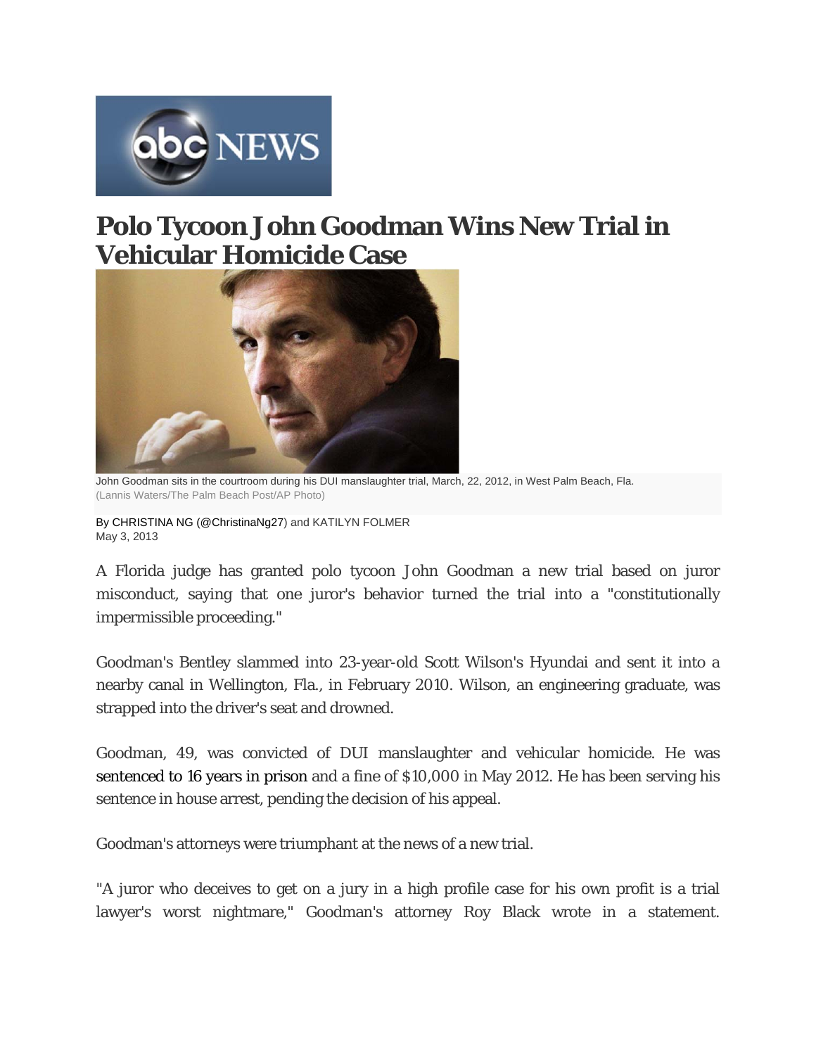# Polo Tycoon John Goodman Wins New Trial in Vehicular Homicide Case

John Goodman sits in the courtroom during his DUI manslaughter trial, March, 22, 2012, in West Palm Beach, Fla.
(Lannis Waters/The Palm Beach Post/AP Photo)

By CHRISTINA NG (@ChristinaNg27) and KATILYN FOLMER
May 3, 2013

A Florida judge has granted polo tycoon John Goodman a new trial based on juror misconduct, saying that one juror's behavior turned the trial into a "constitutionally impermissible proceeding."

Goodman's Bentley slammed into 23-year-old Scott Wilson's Hyundai and sent it into a nearby canal in Wellington, Fla., in February 2010. Wilson, an engineering graduate, was strapped into the driver's seat and drowned.

Goodman, 49, was convicted of DUI manslaughter and vehicular homicide. He was sentenced to 16 years in prison and a fine of $10,000 in May 2012. He has been serving his sentence in house arrest, pending the decision of his appeal.

Goodman's attorneys were triumphant at the news of a new trial.

"A juror who deceives to get on a jury in a high profile case for his own profit is a trial lawyer's worst nightmare," Goodman's attorney Roy Black wrote in a statement.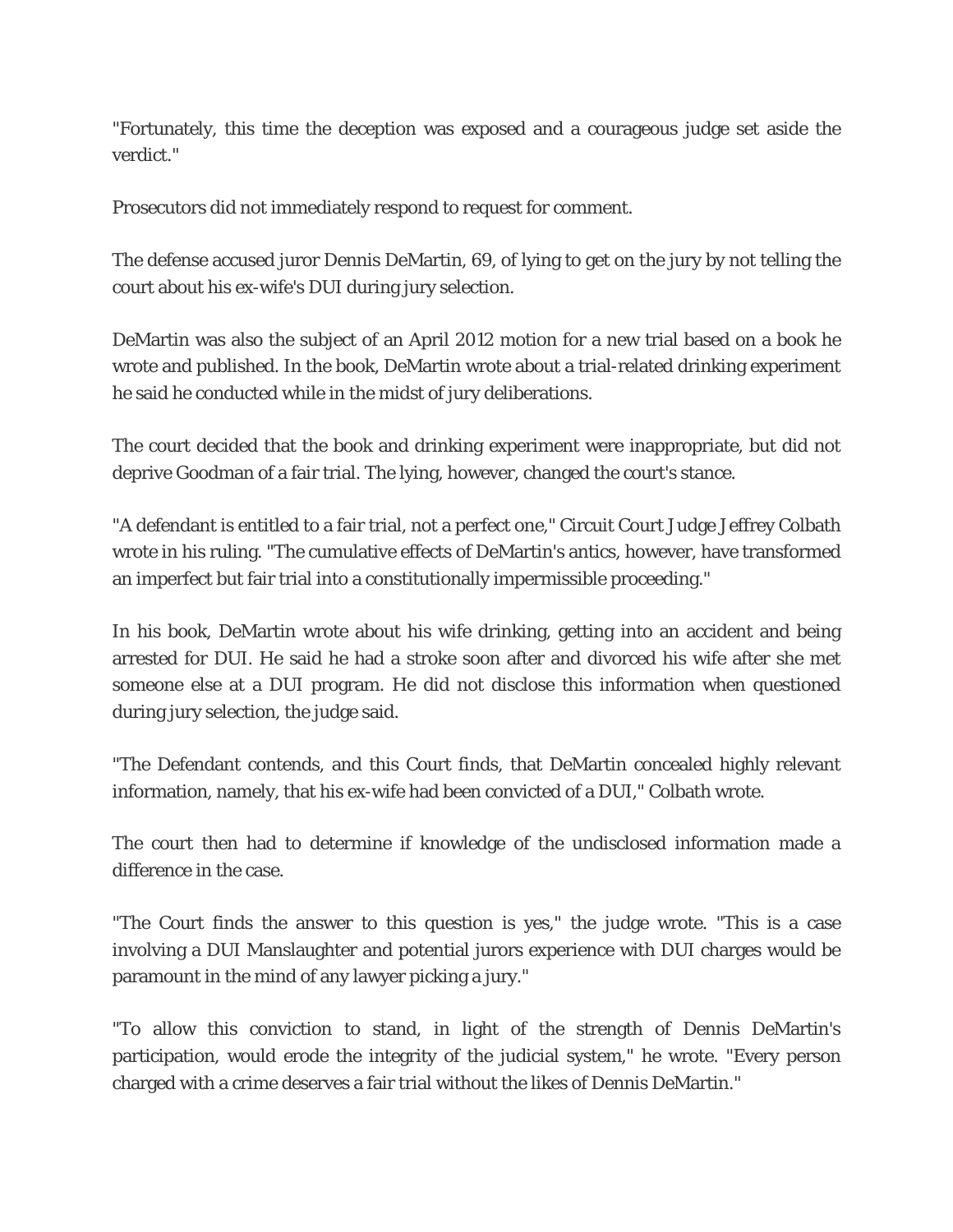"Fortunately, this time the deception was exposed and a courageous judge set aside the verdict."

Prosecutors did not immediately respond to request for comment.

The defense accused juror Dennis DeMartin, 69, of lying to get on the jury by not telling the court about his ex-wife's DUI during jury selection.

DeMartin was also the subject of an April 2012 motion for a new trial based on a book he wrote and published. In the book, DeMartin wrote about a trial-related drinking experiment he said he conducted while in the midst of jury deliberations.

The court decided that the book and drinking experiment were inappropriate, but did not deprive Goodman of a fair trial. The lying, however, changed the court's stance.

"A defendant is entitled to a fair trial, not a perfect one," Circuit Court Judge Jeffrey Colbath wrote in his ruling. "The cumulative effects of DeMartin's antics, however, have transformed an imperfect but fair trial into a constitutionally impermissible proceeding."

In his book, DeMartin wrote about his wife drinking, getting into an accident and being arrested for DUI. He said he had a stroke soon after and divorced his wife after she met someone else at a DUI program. He did not disclose this information when questioned during jury selection, the judge said.

"The Defendant contends, and this Court finds, that DeMartin concealed highly relevant information, namely, that his ex-wife had been convicted of a DUI," Colbath wrote.

The court then had to determine if knowledge of the undisclosed information made a difference in the case.

"The Court finds the answer to this question is yes," the judge wrote. "This is a case involving a DUI Manslaughter and potential jurors experience with DUI charges would be paramount in the mind of any lawyer picking a jury."

"To allow this conviction to stand, in light of the strength of Dennis DeMartin's participation, would erode the integrity of the judicial system," he wrote. "Every person charged with a crime deserves a fair trial without the likes of Dennis DeMartin."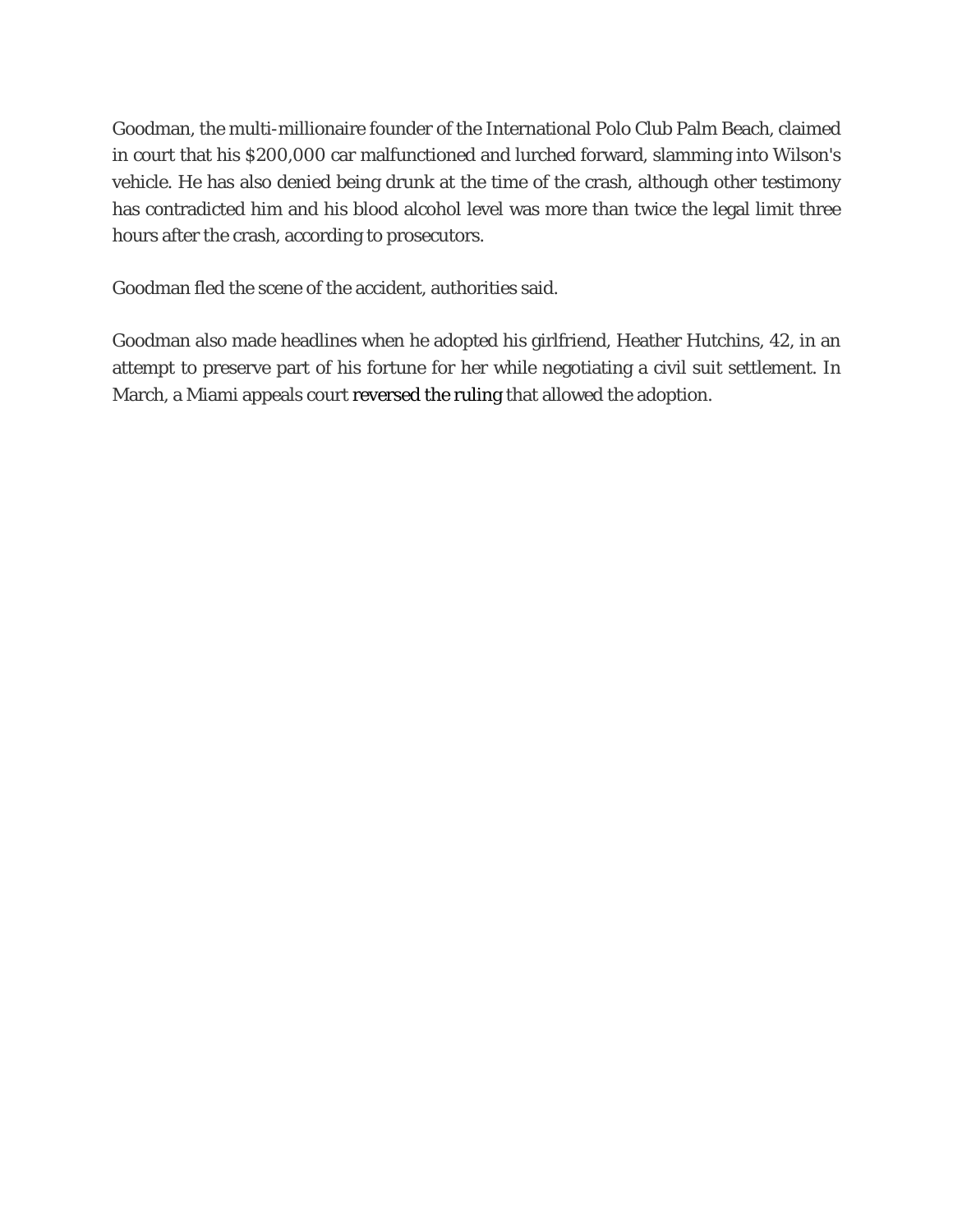Goodman, the multi-millionaire founder of the International Polo Club Palm Beach, claimed in court that his $200,000 car malfunctioned and lurched forward, slamming into Wilson's vehicle. He has also denied being drunk at the time of the crash, although other testimony has contradicted him and his blood alcohol level was more than twice the legal limit three hours after the crash, according to prosecutors.

Goodman fled the scene of the accident, authorities said.

Goodman also made headlines when he adopted his girlfriend, Heather Hutchins, 42, in an attempt to preserve part of his fortune for her while negotiating a civil suit settlement. In March, a Miami appeals court reversed the ruling that allowed the adoption.